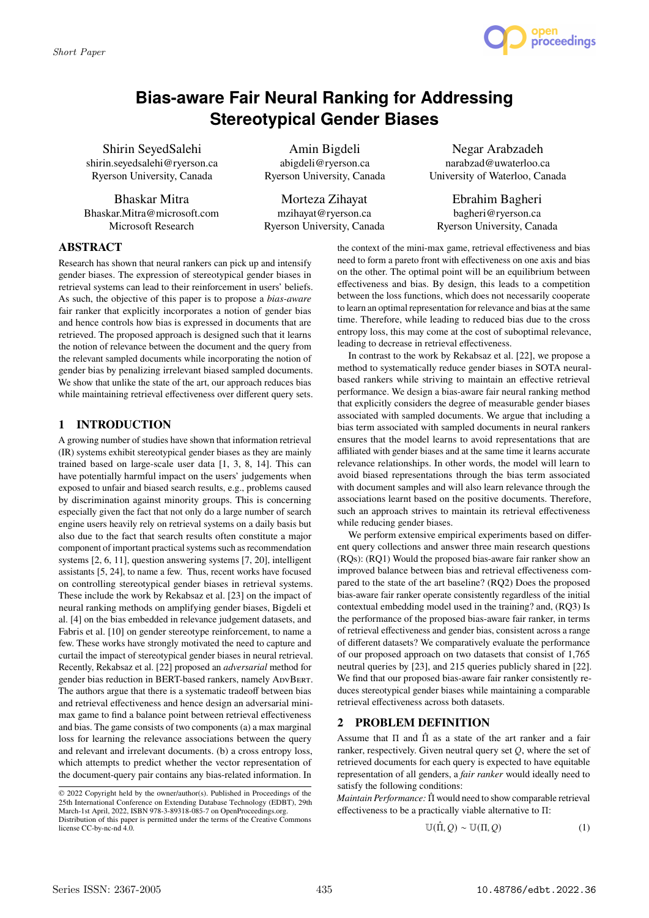Short Paper

# Bias-aware Fair Neural Ranking for Addressing Stereotypical Gender Biases

Shirin SeyedSalehi
shirin.seyedsalehi@ryerson.ca
Ryerson University, Canada

Amin Bigdeli
abigdeli@ryerson.ca
Ryerson University, Canada

Negar Arabzadeh
narabzad@uwaterloo.ca
University of Waterloo, Canada

Bhaskar Mitra
Bhaskar.Mitra@microsoft.com
Microsoft Research

Morteza Zihayat
mzihayat@ryerson.ca
Ryerson University, Canada

Ebrahim Bagheri
bagheri@ryerson.ca
Ryerson University, Canada

## ABSTRACT

Research has shown that neural rankers can pick up and intensify gender biases. The expression of stereotypical gender biases in retrieval systems can lead to their reinforcement in users' beliefs. As such, the objective of this paper is to propose a *bias-aware* fair ranker that explicitly incorporates a notion of gender bias and hence controls how bias is expressed in documents that are retrieved. The proposed approach is designed such that it learns the notion of relevance between the document and the query from the relevant sampled documents while incorporating the notion of gender bias by penalizing irrelevant biased sampled documents. We show that unlike the state of the art, our approach reduces bias while maintaining retrieval effectiveness over different query sets.

## 1 INTRODUCTION

A growing number of studies have shown that information retrieval (IR) systems exhibit stereotypical gender biases as they are mainly trained based on large-scale user data [1, 3, 8, 14]. This can have potentially harmful impact on the users' judgements when exposed to unfair and biased search results, e.g., problems caused by discrimination against minority groups. This is concerning especially given the fact that not only do a large number of search engine users heavily rely on retrieval systems on a daily basis but also due to the fact that search results often constitute a major component of important practical systems such as recommendation systems [2, 6, 11], question answering systems [7, 20], intelligent assistants [5, 24], to name a few. Thus, recent works have focused on controlling stereotypical gender biases in retrieval systems. These include the work by Rekabsaz et al. [23] on the impact of neural ranking methods on amplifying gender biases, Bigdeli et al. [4] on the bias embedded in relevance judgement datasets, and Fabris et al. [10] on gender stereotype reinforcement, to name a few. These works have strongly motivated the need to capture and curtail the impact of stereotypical gender biases in neural retrieval. Recently, Rekabsaz et al. [22] proposed an *adversarial* method for gender bias reduction in BERT-based rankers, namely AdvBert. The authors argue that there is a systematic tradeoff between bias and retrieval effectiveness and hence design an adversarial mini-max game to find a balance point between retrieval effectiveness and bias. The game consists of two components (a) a max marginal loss for learning the relevance associations between the query and relevant and irrelevant documents. (b) a cross entropy loss, which attempts to predict whether the vector representation of the document-query pair contains any bias-related information. In the context of the mini-max game, retrieval effectiveness and bias need to form a pareto front with effectiveness on one axis and bias on the other. The optimal point will be an equilibrium between effectiveness and bias. By design, this leads to a competition between the loss functions, which does not necessarily cooperate to learn an optimal representation for relevance and bias at the same time. Therefore, while leading to reduced bias due to the cross entropy loss, this may come at the cost of suboptimal relevance, leading to decrease in retrieval effectiveness.

In contrast to the work by Rekabsaz et al. [22], we propose a method to systematically reduce gender biases in SOTA neural-based rankers while striving to maintain an effective retrieval performance. We design a bias-aware fair neural ranking method that explicitly considers the degree of measurable gender biases associated with sampled documents. We argue that including a bias term associated with sampled documents in neural rankers ensures that the model learns to avoid representations that are affiliated with gender biases and at the same time it learns accurate relevance relationships. In other words, the model will learn to avoid biased representations through the bias term associated with document samples and will also learn relevance through the associations learnt based on the positive documents. Therefore, such an approach strives to maintain its retrieval effectiveness while reducing gender biases.

We perform extensive empirical experiments based on different query collections and answer three main research questions (RQs): (RQ1) Would the proposed bias-aware fair ranker show an improved balance between bias and retrieval effectiveness compared to the state of the art baseline? (RQ2) Does the proposed bias-aware fair ranker operate consistently regardless of the initial contextual embedding model used in the training? and, (RQ3) Is the performance of the proposed bias-aware fair ranker, in terms of retrieval effectiveness and gender bias, consistent across a range of different datasets? We comparatively evaluate the performance of our proposed approach on two datasets that consist of 1,765 neutral queries by [23], and 215 queries publicly shared in [22]. We find that our proposed bias-aware fair ranker consistently reduces stereotypical gender biases while maintaining a comparable retrieval effectiveness across both datasets.

## 2 PROBLEM DEFINITION

Assume that $\Pi$ and $\hat{\Pi}$ as a state of the art ranker and a fair ranker, respectively. Given neutral query set $Q$, where the set of retrieved documents for each query is expected to have equitable representation of all genders, a *fair ranker* would ideally need to satisfy the following conditions:

*Maintain Performance:* $\hat{\Pi}$ would need to show comparable retrieval effectiveness to be a practically viable alternative to $\Pi$:

$$\mathbb{U}(\hat{\Pi}, Q) \sim \mathbb{U}(\Pi, Q) \quad (1)$$

© 2022 Copyright held by the owner/author(s). Published in Proceedings of the 25th International Conference on Extending Database Technology (EDBT), 29th March-1st April, 2022, ISBN 978-3-89318-085-7 on OpenProceedings.org. Distribution of this paper is permitted under the terms of the Creative Commons license CC-by-nc-nd 4.0.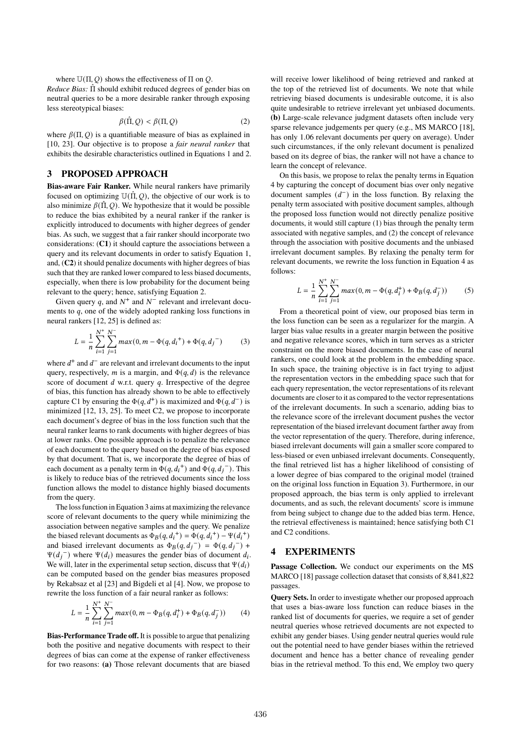where $\mathbb{U}(\Pi, Q)$ shows the effectiveness of $\Pi$ on $Q$.

*Reduce Bias:* $\hat{\Pi}$ should exhibit reduced degrees of gender bias on neutral queries to be a more desirable ranker through exposing less stereotypical biases:

$$\beta(\hat{\Pi}, Q) < \beta(\Pi, Q) \tag{2}$$

where $\beta(\Pi, Q)$ is a quantifiable measure of bias as explained in [10, 23]. Our objective is to propose a *fair neural ranker* that exhibits the desirable characteristics outlined in Equations 1 and 2.

## 3 PROPOSED APPROACH

**Bias-aware Fair Ranker.** While neural rankers have primarily focused on optimizing $\mathbb{U}(\hat{\Pi}, Q)$, the objective of our work is to also minimize $\beta(\hat{\Pi}, Q)$. We hypothesize that it would be possible to reduce the bias exhibited by a neural ranker if the ranker is explicitly introduced to documents with higher degrees of gender bias. As such, we suggest that a fair ranker should incorporate two considerations: (**C1**) it should capture the associations between a query and its relevant documents in order to satisfy Equation 1, and, (**C2**) it should penalize documents with higher degrees of bias such that they are ranked lower compared to less biased documents, especially, when there is low probability for the document being relevant to the query; hence, satisfying Equation 2.

Given query $q$, and $N^+$ and $N^-$ relevant and irrelevant documents to $q$, one of the widely adopted ranking loss functions in neural rankers [12, 25] is defined as:

$$L = \frac{1}{n}\sum_{i=1}^{N^+}\sum_{j=1}^{N^-} max(0, m - \Phi(q, {d_i}^+) + \Phi(q, {d_j}^-) \tag{3}$$

where $d^+$ and $d^-$ are relevant and irrelevant documents to the input query, respectively, $m$ is a margin, and $\Phi(q, d)$ is the relevance score of document $d$ w.r.t. query $q$. Irrespective of the degree of bias, this function has already shown to be able to effectively capture C1 by ensuring the $\Phi(q, d^+)$ is maximized and $\Phi(q, d^-)$ is minimized [12, 13, 25]. To meet C2, we propose to incorporate each document's degree of bias in the loss function such that the neural ranker learns to rank documents with higher degrees of bias at lower ranks. One possible approach is to penalize the relevance of each document to the query based on the degree of bias exposed by that document. That is, we incorporate the degree of bias of each document as a penalty term in $\Phi(q, {d_i}^+)$ and $\Phi(q, {d_j}^-)$. This is likely to reduce bias of the retrieved documents since the loss function allows the model to distance highly biased documents from the query.

The loss function in Equation 3 aims at maximizing the relevance score of relevant documents to the query while minimizing the association between negative samples and the query. We penalize the biased relevant documents as $\Phi_B(q, {d_i}^+) = \Phi(q, {d_i}^+) - \Psi({d_i}^+)$ and biased irrelevant documents as $\Phi_B(q, {d_j}^-) = \Phi(q, {d_j}^-) + \Psi({d_j}^-)$ where $\Psi(d_i)$ measures the gender bias of document $d_i$. We will, later in the experimental setup section, discuss that $\Psi(d_i)$ can be computed based on the gender bias measures proposed by Rekabsaz et al [23] and Bigdeli et al [4]. Now, we propose to rewrite the loss function of a fair neural ranker as follows:

$$L = \frac{1}{n}\sum_{i=1}^{N^+}\sum_{j=1}^{N^-} max(0, m - \Phi_B(q, d_i^+) + \Phi_B(q, d_j^-)) \tag{4}$$

**Bias-Performance Trade off.** It is possible to argue that penalizing both the positive and negative documents with respect to their degrees of bias can come at the expense of ranker effectiveness for two reasons: **(a)** Those relevant documents that are biased will receive lower likelihood of being retrieved and ranked at the top of the retrieved list of documents. We note that while retrieving biased documents is undesirable outcome, it is also quite undesirable to retrieve irrelevant yet unbiased documents. **(b)** Large-scale relevance judgment datasets often include very sparse relevance judgements per query (e.g., MS MARCO [18], has only 1.06 relevant documents per query on average). Under such circumstances, if the only relevant document is penalized based on its degree of bias, the ranker will not have a chance to learn the concept of relevance.

On this basis, we propose to relax the penalty terms in Equation 4 by capturing the concept of document bias over only negative document samples ($d^-$) in the loss function. By relaxing the penalty term associated with positive document samples, although the proposed loss function would not directly penalize positive documents, it would still capture (1) bias through the penalty term associated with negative samples, and (2) the concept of relevance through the association with positive documents and the unbiased irrelevant document samples. By relaxing the penalty term for relevant documents, we rewrite the loss function in Equation 4 as follows:

$$L = \frac{1}{n}\sum_{i=1}^{N^+}\sum_{j=1}^{N^-} max(0, m - \Phi(q, d_i^+) + \Phi_B(q, d_j^-)) \tag{5}$$

From a theoretical point of view, our proposed bias term in the loss function can be seen as a regularizer for the margin. A larger bias value results in a greater margin between the positive and negative relevance scores, which in turn serves as a stricter constraint on the more biased documents. In the case of neural rankers, one could look at the problem in the embedding space. In such space, the training objective is in fact trying to adjust the representation vectors in the embedding space such that for each query representation, the vector representations of its relevant documents are closer to it as compared to the vector representations of the irrelevant documents. In such a scenario, adding bias to the relevance score of the irrelevant document pushes the vector representation of the biased irrelevant document farther away from the vector representation of the query. Therefore, during inference, biased irrelevant documents will gain a smaller score compared to less-biased or even unbiased irrelevant documents. Consequently, the final retrieved list has a higher likelihood of consisting of a lower degree of bias compared to the original model (trained on the original loss function in Equation 3). Furthermore, in our proposed approach, the bias term is only applied to irrelevant documents, and as such, the relevant documents' score is immune from being subject to change due to the added bias term. Hence, the retrieval effectiveness is maintained; hence satisfying both C1 and C2 conditions.

## 4 EXPERIMENTS

**Passage Collection.** We conduct our experiments on the MS MARCO [18] passage collection dataset that consists of 8,841,822 passages.

**Query Sets.** In order to investigate whether our proposed approach that uses a bias-aware loss function can reduce biases in the ranked list of documents for queries, we require a set of gender neutral queries whose retrieved documents are not expected to exhibit any gender biases. Using gender neutral queries would rule out the potential need to have gender biases within the retrieved document and hence has a better chance of revealing gender bias in the retrieval method. To this end, We employ two query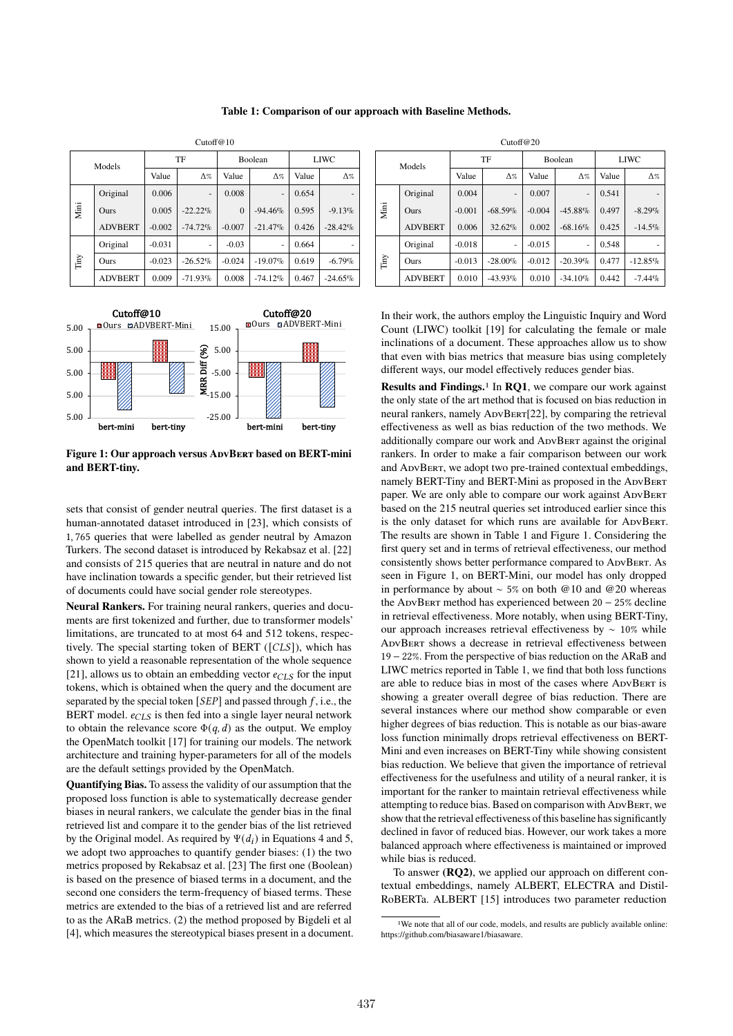**Table 1: Comparison of our approach with Baseline Methods.**

Cutoff@10

| Models | | TF | | Boolean | | LIWC | |
|---|---|---|---|---|---|---|---|
| | | Value | Δ% | Value | Δ% | Value | Δ% |
| Mini | Original | 0.006 | - | 0.008 | - | 0.654 | - |
| | Ours | 0.005 | -22.22% | 0 | -94.46% | 0.595 | -9.13% |
| | ADVBERT | -0.002 | -74.72% | -0.007 | -21.47% | 0.426 | -28.42% |
| Tiny | Original | -0.031 | - | -0.03 | - | 0.664 | - |
| | Ours | -0.023 | -26.52% | -0.024 | -19.07% | 0.619 | -6.79% |
| | ADVBERT | 0.009 | -71.93% | 0.008 | -74.12% | 0.467 | -24.65% |

Cutoff@20

| Models | | TF | | Boolean | | LIWC | |
|---|---|---|---|---|---|---|---|
| | | Value | Δ% | Value | Δ% | Value | Δ% |
| Mini | Original | 0.004 | - | 0.007 | - | 0.541 | - |
| | Ours | -0.001 | -68.59% | -0.004 | -45.88% | 0.497 | -8.29% |
| | ADVBERT | 0.006 | 32.62% | 0.002 | -68.16% | 0.425 | -14.5% |
| Tiny | Original | -0.018 | - | -0.015 | - | 0.548 | - |
| | Ours | -0.013 | -28.00% | -0.012 | -20.39% | 0.477 | -12.85% |
| | ADVBERT | 0.010 | -43.93% | 0.010 | -34.10% | 0.442 | -7.44% |

**Figure 1: Our approach versus AdvBert based on BERT-mini and BERT-tiny.**

sets that consist of gender neutral queries. The first dataset is a human-annotated dataset introduced in [23], which consists of 1,765 queries that were labelled as gender neutral by Amazon Turkers. The second dataset is introduced by Rekabsaz et al. [22] and consists of 215 queries that are neutral in nature and do not have inclination towards a specific gender, but their retrieved list of documents could have social gender role stereotypes.

**Neural Rankers.** For training neural rankers, queries and documents are first tokenized and further, due to transformer models' limitations, are truncated to at most 64 and 512 tokens, respectively. The special starting token of BERT ($[CLS]$), which has shown to yield a reasonable representation of the whole sequence [21], allows us to obtain an embedding vector $e_{CLS}$ for the input tokens, which is obtained when the query and the document are separated by the special token $[SEP]$ and passed through $f$, i.e., the BERT model. $e_{CLS}$ is then fed into a single layer neural network to obtain the relevance score $\Phi(q, d)$ as the output. We employ the OpenMatch toolkit [17] for training our models. The network architecture and training hyper-parameters for all of the models are the default settings provided by the OpenMatch.

**Quantifying Bias.** To assess the validity of our assumption that the proposed loss function is able to systematically decrease gender biases in neural rankers, we calculate the gender bias in the final retrieved list and compare it to the gender bias of the list retrieved by the Original model. As required by $\Psi(d_i)$ in Equations 4 and 5, we adopt two approaches to quantify gender biases: (1) the two metrics proposed by Rekabsaz et al. [23] The first one (Boolean) is based on the presence of biased terms in a document, and the second one considers the term-frequency of biased terms. These metrics are extended to the bias of a retrieved list and are referred to as the ARaB metrics. (2) the method proposed by Bigdeli et al [4], which measures the stereotypical biases present in a document. In their work, the authors employ the Linguistic Inquiry and Word Count (LIWC) toolkit [19] for calculating the female or male inclinations of a document. These approaches allow us to show that even with bias metrics that measure bias using completely different ways, our model effectively reduces gender bias.

**Results and Findings.**[1] In **RQ1**, we compare our work against the only state of the art method that is focused on bias reduction in neural rankers, namely AdvBert[22], by comparing the retrieval effectiveness as well as bias reduction of the two methods. We additionally compare our work and AdvBert against the original rankers. In order to make a fair comparison between our work and AdvBert, we adopt two pre-trained contextual embeddings, namely BERT-Tiny and BERT-Mini as proposed in the AdvBert paper. We are only able to compare our work against AdvBert based on the 215 neutral queries set introduced earlier since this is the only dataset for which runs are available for AdvBert. The results are shown in Table 1 and Figure 1. Considering the first query set and in terms of retrieval effectiveness, our method consistently shows better performance compared to AdvBert. As seen in Figure 1, on BERT-Mini, our model has only dropped in performance by about $\sim 5\%$ on both @10 and @20 whereas the AdvBert method has experienced between $20-25\%$ decline in retrieval effectiveness. More notably, when using BERT-Tiny, our approach increases retrieval effectiveness by $\sim 10\%$ while AdvBert shows a decrease in retrieval effectiveness between $19-22\%$. From the perspective of bias reduction on the ARaB and LIWC metrics reported in Table 1, we find that both loss functions are able to reduce bias in most of the cases where AdvBert is showing a greater overall degree of bias reduction. There are several instances where our method show comparable or even higher degrees of bias reduction. This is notable as our bias-aware loss function minimally drops retrieval effectiveness on BERT-Mini and even increases on BERT-Tiny while showing consistent bias reduction. We believe that given the importance of retrieval effectiveness for the usefulness and utility of a neural ranker, it is important for the ranker to maintain retrieval effectiveness while attempting to reduce bias. Based on comparison with AdvBert, we show that the retrieval effectiveness of this baseline has significantly declined in favor of reduced bias. However, our work takes a more balanced approach where effectiveness is maintained or improved while bias is reduced.

To answer **(RQ2)**, we applied our approach on different contextual embeddings, namely ALBERT, ELECTRA and DistilRoBERTa. ALBERT [15] introduces two parameter reduction

[1] We note that all of our code, models, and results are publicly available online: https://github.com/biasaware1/biasaware.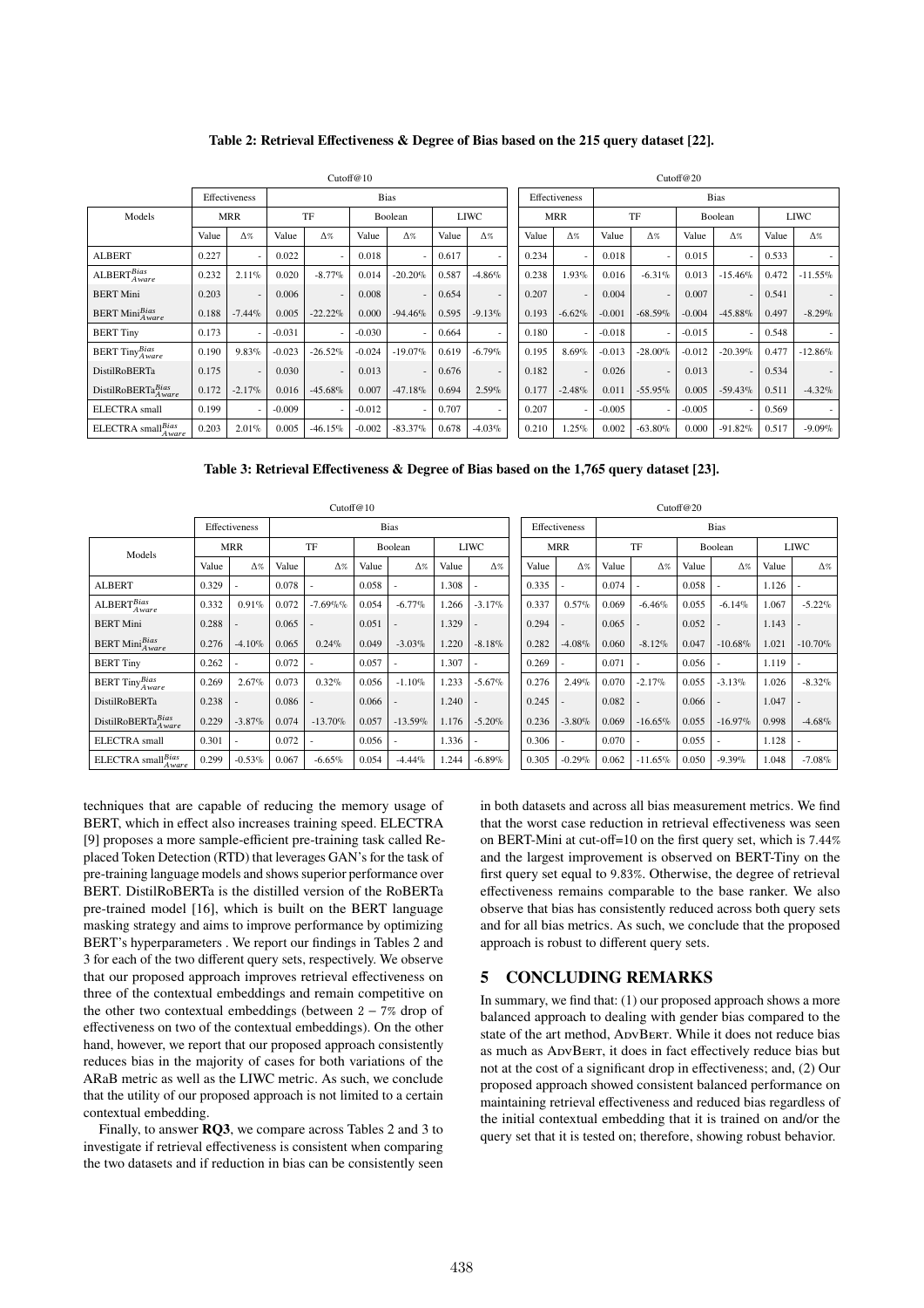**Table 2: Retrieval Effectiveness & Degree of Bias based on the 215 query dataset [22].**

| | Cutoff@10 | | | | | | | | Cutoff@20 | | | | | | | |
|---|---|---|---|---|---|---|---|---|---|---|---|---|---|---|---|---|
| | Effectiveness | | Bias | | | | | | Effectiveness | | Bias | | | | | |
| Models | MRR | | TF | | Boolean | | LIWC | | MRR | | TF | | Boolean | | LIWC | |
| | Value | Δ% | Value | Δ% | Value | Δ% | Value | Δ% | Value | Δ% | Value | Δ% | Value | Δ% | Value | Δ% |
| ALBERT | 0.227 | - | 0.022 | - | 0.018 | - | 0.617 | - | 0.234 | - | 0.018 | - | 0.015 | - | 0.533 | - |
| $\text{ALBERT}^{Bias}_{Aware}$ | 0.232 | 2.11% | 0.020 | -8.77% | 0.014 | -20.20% | 0.587 | -4.86% | 0.238 | 1.93% | 0.016 | -6.31% | 0.013 | -15.46% | 0.472 | -11.55% |
| BERT Mini | 0.203 | - | 0.006 | - | 0.008 | - | 0.654 | - | 0.207 | - | 0.004 | - | 0.007 | - | 0.541 | - |
| $\text{BERT Mini}^{Bias}_{Aware}$ | 0.188 | -7.44% | 0.005 | -22.22% | 0.000 | -94.46% | 0.595 | -9.13% | 0.193 | -6.62% | -0.001 | -68.59% | -0.004 | -45.88% | 0.497 | -8.29% |
| BERT Tiny | 0.173 | - | -0.031 | - | -0.030 | - | 0.664 | - | 0.180 | - | -0.018 | - | -0.015 | - | 0.548 | - |
| $\text{BERT Tiny}^{Bias}_{Aware}$ | 0.190 | 9.83% | -0.023 | -26.52% | -0.024 | -19.07% | 0.619 | -6.79% | 0.195 | 8.69% | -0.013 | -28.00% | -0.012 | -20.39% | 0.477 | -12.86% |
| DistilRoBERTa | 0.175 | - | 0.030 | - | 0.013 | - | 0.676 | - | 0.182 | - | 0.026 | - | 0.013 | - | 0.534 | - |
| $\text{DistilRoBERTa}^{Bias}_{Aware}$ | 0.172 | -2.17% | 0.016 | -45.68% | 0.007 | -47.18% | 0.694 | 2.59% | 0.177 | -2.48% | 0.011 | -55.95% | 0.005 | -59.43% | 0.511 | -4.32% |
| ELECTRA small | 0.199 | - | -0.009 | - | -0.012 | - | 0.707 | - | 0.207 | - | -0.005 | - | -0.005 | - | 0.569 | - |
| $\text{ELECTRA small}^{Bias}_{Aware}$ | 0.203 | 2.01% | 0.005 | -46.15% | -0.002 | -83.37% | 0.678 | -4.03% | 0.210 | 1.25% | 0.002 | -63.80% | 0.000 | -91.82% | 0.517 | -9.09% |

**Table 3: Retrieval Effectiveness & Degree of Bias based on the 1,765 query dataset [23].**

| | Cutoff@10 | | | | | | | | Cutoff@20 | | | | | | | |
|---|---|---|---|---|---|---|---|---|---|---|---|---|---|---|---|---|
| | Effectiveness | | Bias | | | | | | Effectiveness | | Bias | | | | | |
| Models | MRR | | TF | | Boolean | | LIWC | | MRR | | TF | | Boolean | | LIWC | |
| | Value | Δ% | Value | Δ% | Value | Δ% | Value | Δ% | Value | Δ% | Value | Δ% | Value | Δ% | Value | Δ% |
| ALBERT | 0.329 | - | 0.078 | - | 0.058 | - | 1.308 | - | 0.335 | - | 0.074 | - | 0.058 | - | 1.126 | - |
| $\text{ALBERT}^{Bias}_{Aware}$ | 0.332 | 0.91% | 0.072 | -7.69%% | 0.054 | -6.77% | 1.266 | -3.17% | 0.337 | 0.57% | 0.069 | -6.46% | 0.055 | -6.14% | 1.067 | -5.22% |
| BERT Mini | 0.288 | - | 0.065 | - | 0.051 | - | 1.329 | - | 0.294 | - | 0.065 | - | 0.052 | - | 1.143 | - |
| $\text{BERT Mini}^{Bias}_{Aware}$ | 0.276 | -4.10% | 0.065 | 0.24% | 0.049 | -3.03% | 1.220 | -8.18% | 0.282 | -4.08% | 0.060 | -8.12% | 0.047 | -10.68% | 1.021 | -10.70% |
| BERT Tiny | 0.262 | - | 0.072 | - | 0.057 | - | 1.307 | - | 0.269 | - | 0.071 | - | 0.056 | - | 1.119 | - |
| $\text{BERT Tiny}^{Bias}_{Aware}$ | 0.269 | 2.67% | 0.073 | 0.32% | 0.056 | -1.10% | 1.233 | -5.67% | 0.276 | 2.49% | 0.070 | -2.17% | 0.055 | -3.13% | 1.026 | -8.32% |
| DistilRoBERTa | 0.238 | - | 0.086 | - | 0.066 | - | 1.240 | - | 0.245 | - | 0.082 | - | 0.066 | - | 1.047 | - |
| $\text{DistilRoBERTa}^{Bias}_{Aware}$ | 0.229 | -3.87% | 0.074 | -13.70% | 0.057 | -13.59% | 1.176 | -5.20% | 0.236 | -3.80% | 0.069 | -16.65% | 0.055 | -16.97% | 0.998 | -4.68% |
| ELECTRA small | 0.301 | - | 0.072 | - | 0.056 | - | 1.336 | - | 0.306 | - | 0.070 | - | 0.055 | - | 1.128 | - |
| $\text{ELECTRA small}^{Bias}_{Aware}$ | 0.299 | -0.53% | 0.067 | -6.65% | 0.054 | -4.44% | 1.244 | -6.89% | 0.305 | -0.29% | 0.062 | -11.65% | 0.050 | -9.39% | 1.048 | -7.08% |

techniques that are capable of reducing the memory usage of BERT, which in effect also increases training speed. ELECTRA [9] proposes a more sample-efficient pre-training task called Replaced Token Detection (RTD) that leverages GAN's for the task of pre-training language models and shows superior performance over BERT. DistilRoBERTa is the distilled version of the RoBERTa pre-trained model [16], which is built on the BERT language masking strategy and aims to improve performance by optimizing BERT's hyperparameters . We report our findings in Tables 2 and 3 for each of the two different query sets, respectively. We observe that our proposed approach improves retrieval effectiveness on three of the contextual embeddings and remain competitive on the other two contextual embeddings (between $2 - 7\%$ drop of effectiveness on two of the contextual embeddings). On the other hand, however, we report that our proposed approach consistently reduces bias in the majority of cases for both variations of the ARaB metric as well as the LIWC metric. As such, we conclude that the utility of our proposed approach is not limited to a certain contextual embedding.

Finally, to answer **RQ3**, we compare across Tables 2 and 3 to investigate if retrieval effectiveness is consistent when comparing the two datasets and if reduction in bias can be consistently seen in both datasets and across all bias measurement metrics. We find that the worst case reduction in retrieval effectiveness was seen on BERT-Mini at cut-off=10 on the first query set, which is 7.44% and the largest improvement is observed on BERT-Tiny on the first query set equal to 9.83%. Otherwise, the degree of retrieval effectiveness remains comparable to the base ranker. We also observe that bias has consistently reduced across both query sets and for all bias metrics. As such, we conclude that the proposed approach is robust to different query sets.

## 5 CONCLUDING REMARKS

In summary, we find that: (1) our proposed approach shows a more balanced approach to dealing with gender bias compared to the state of the art method, AdvBert. While it does not reduce bias as much as AdvBert, it does in fact effectively reduce bias but not at the cost of a significant drop in effectiveness; and, (2) Our proposed approach showed consistent balanced performance on maintaining retrieval effectiveness and reduced bias regardless of the initial contextual embedding that it is trained on and/or the query set that it is tested on; therefore, showing robust behavior.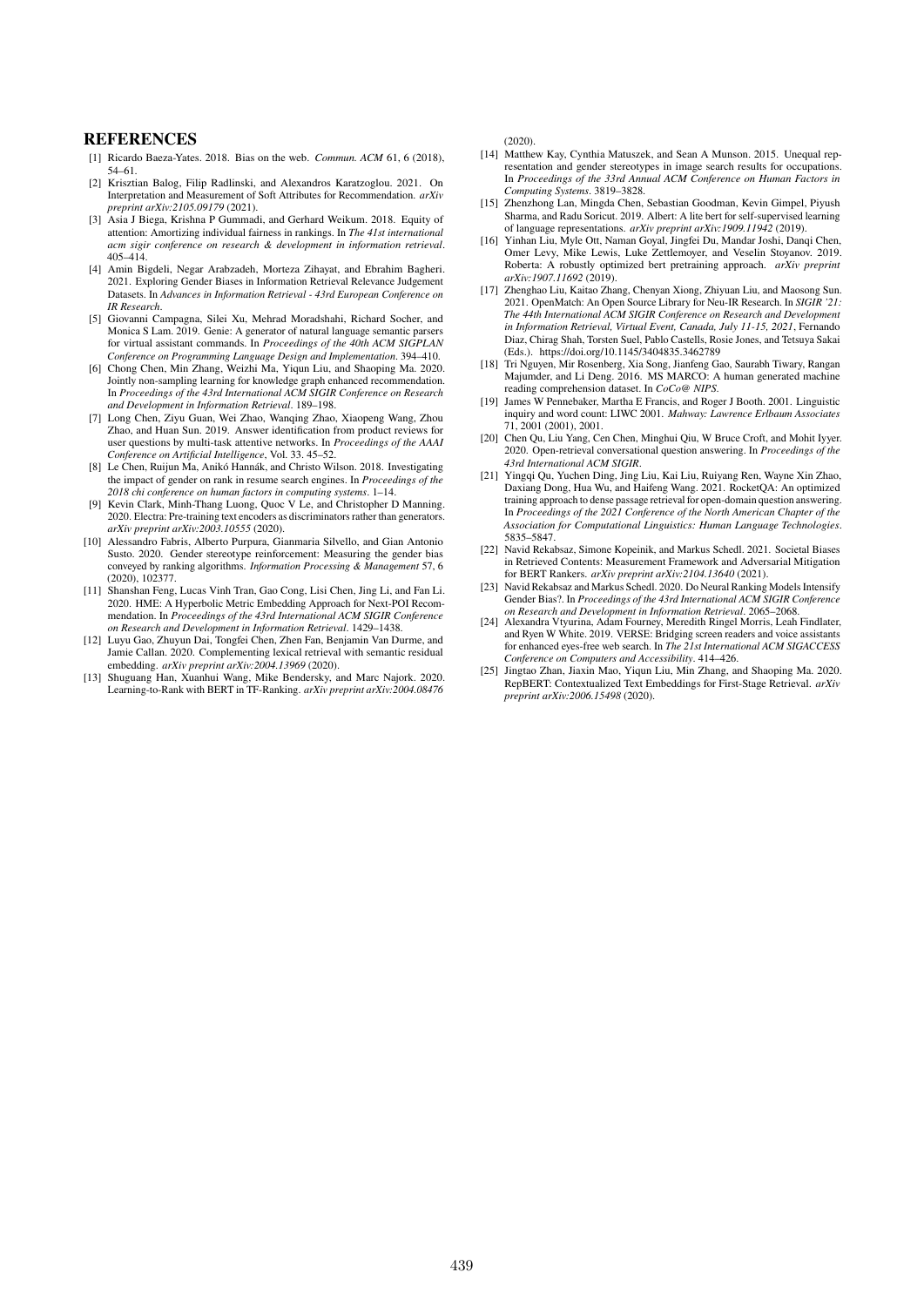## REFERENCES

[1] Ricardo Baeza-Yates. 2018. Bias on the web. *Commun. ACM* 61, 6 (2018), 54–61.

[2] Krisztian Balog, Filip Radlinski, and Alexandros Karatzoglou. 2021. On Interpretation and Measurement of Soft Attributes for Recommendation. *arXiv preprint arXiv:2105.09179* (2021).

[3] Asia J Biega, Krishna P Gummadi, and Gerhard Weikum. 2018. Equity of attention: Amortizing individual fairness in rankings. In *The 41st international acm sigir conference on research & development in information retrieval*. 405–414.

[4] Amin Bigdeli, Negar Arabzadeh, Morteza Zihayat, and Ebrahim Bagheri. 2021. Exploring Gender Biases in Information Retrieval Relevance Judgement Datasets. In *Advances in Information Retrieval - 43rd European Conference on IR Research*.

[5] Giovanni Campagna, Silei Xu, Mehrad Moradshahi, Richard Socher, and Monica S Lam. 2019. Genie: A generator of natural language semantic parsers for virtual assistant commands. In *Proceedings of the 40th ACM SIGPLAN Conference on Programming Language Design and Implementation*. 394–410.

[6] Chong Chen, Min Zhang, Weizhi Ma, Yiqun Liu, and Shaoping Ma. 2020. Jointly non-sampling learning for knowledge graph enhanced recommendation. In *Proceedings of the 43rd International ACM SIGIR Conference on Research and Development in Information Retrieval*. 189–198.

[7] Long Chen, Ziyu Guan, Wei Zhao, Wanqing Zhao, Xiaopeng Wang, Zhou Zhao, and Huan Sun. 2019. Answer identification from product reviews for user questions by multi-task attentive networks. In *Proceedings of the AAAI Conference on Artificial Intelligence*, Vol. 33. 45–52.

[8] Le Chen, Ruijun Ma, Anikó Hannák, and Christo Wilson. 2018. Investigating the impact of gender on rank in resume search engines. In *Proceedings of the 2018 chi conference on human factors in computing systems*. 1–14.

[9] Kevin Clark, Minh-Thang Luong, Quoc V Le, and Christopher D Manning. 2020. Electra: Pre-training text encoders as discriminators rather than generators. *arXiv preprint arXiv:2003.10555* (2020).

[10] Alessandro Fabris, Alberto Purpura, Gianmaria Silvello, and Gian Antonio Susto. 2020. Gender stereotype reinforcement: Measuring the gender bias conveyed by ranking algorithms. *Information Processing & Management* 57, 6 (2020), 102377.

[11] Shanshan Feng, Lucas Vinh Tran, Gao Cong, Lisi Chen, Jing Li, and Fan Li. 2020. HME: A Hyperbolic Metric Embedding Approach for Next-POI Recommendation. In *Proceedings of the 43rd International ACM SIGIR Conference on Research and Development in Information Retrieval*. 1429–1438.

[12] Luyu Gao, Zhuyun Dai, Tongfei Chen, Zhen Fan, Benjamin Van Durme, and Jamie Callan. 2020. Complementing lexical retrieval with semantic residual embedding. *arXiv preprint arXiv:2004.13969* (2020).

[13] Shuguang Han, Xuanhui Wang, Mike Bendersky, and Marc Najork. 2020. Learning-to-Rank with BERT in TF-Ranking. *arXiv preprint arXiv:2004.08476* (2020).

[14] Matthew Kay, Cynthia Matuszek, and Sean A Munson. 2015. Unequal representation and gender stereotypes in image search results for occupations. In *Proceedings of the 33rd Annual ACM Conference on Human Factors in Computing Systems*. 3819–3828.

[15] Zhenzhong Lan, Mingda Chen, Sebastian Goodman, Kevin Gimpel, Piyush Sharma, and Radu Soricut. 2019. Albert: A lite bert for self-supervised learning of language representations. *arXiv preprint arXiv:1909.11942* (2019).

[16] Yinhan Liu, Myle Ott, Naman Goyal, Jingfei Du, Mandar Joshi, Danqi Chen, Omer Levy, Mike Lewis, Luke Zettlemoyer, and Veselin Stoyanov. 2019. Roberta: A robustly optimized bert pretraining approach. *arXiv preprint arXiv:1907.11692* (2019).

[17] Zhenghao Liu, Kaitao Zhang, Chenyan Xiong, Zhiyuan Liu, and Maosong Sun. 2021. OpenMatch: An Open Source Library for Neu-IR Research. In *SIGIR '21: The 44th International ACM SIGIR Conference on Research and Development in Information Retrieval, Virtual Event, Canada, July 11-15, 2021*, Fernando Diaz, Chirag Shah, Torsten Suel, Pablo Castells, Rosie Jones, and Tetsuya Sakai (Eds.). https://doi.org/10.1145/3404835.3462789

[18] Tri Nguyen, Mir Rosenberg, Xia Song, Jianfeng Gao, Saurabh Tiwary, Rangan Majumder, and Li Deng. 2016. MS MARCO: A human generated machine reading comprehension dataset. In *CoCo@ NIPS*.

[19] James W Pennebaker, Martha E Francis, and Roger J Booth. 2001. Linguistic inquiry and word count: LIWC 2001. *Mahway: Lawrence Erlbaum Associates* 71, 2001 (2001), 2001.

[20] Chen Qu, Liu Yang, Cen Chen, Minghui Qiu, W Bruce Croft, and Mohit Iyyer. 2020. Open-retrieval conversational question answering. In *Proceedings of the 43rd International ACM SIGIR*.

[21] Yingqi Qu, Yuchen Ding, Jing Liu, Kai Liu, Ruiyang Ren, Wayne Xin Zhao, Daxiang Dong, Hua Wu, and Haifeng Wang. 2021. RocketQA: An optimized training approach to dense passage retrieval for open-domain question answering. In *Proceedings of the 2021 Conference of the North American Chapter of the Association for Computational Linguistics: Human Language Technologies*. 5835–5847.

[22] Navid Rekabsaz, Simone Kopeinik, and Markus Schedl. 2021. Societal Biases in Retrieved Contents: Measurement Framework and Adversarial Mitigation for BERT Rankers. *arXiv preprint arXiv:2104.13640* (2021).

[23] Navid Rekabsaz and Markus Schedl. 2020. Do Neural Ranking Models Intensify Gender Bias?. In *Proceedings of the 43rd International ACM SIGIR Conference on Research and Development in Information Retrieval*. 2065–2068.

[24] Alexandra Vtyurina, Adam Fourney, Meredith Ringel Morris, Leah Findlater, and Ryen W White. 2019. VERSE: Bridging screen readers and voice assistants for enhanced eyes-free web search. In *The 21st International ACM SIGACCESS Conference on Computers and Accessibility*. 414–426.

[25] Jingtao Zhan, Jiaxin Mao, Yiqun Liu, Min Zhang, and Shaoping Ma. 2020. RepBERT: Contextualized Text Embeddings for First-Stage Retrieval. *arXiv preprint arXiv:2006.15498* (2020).